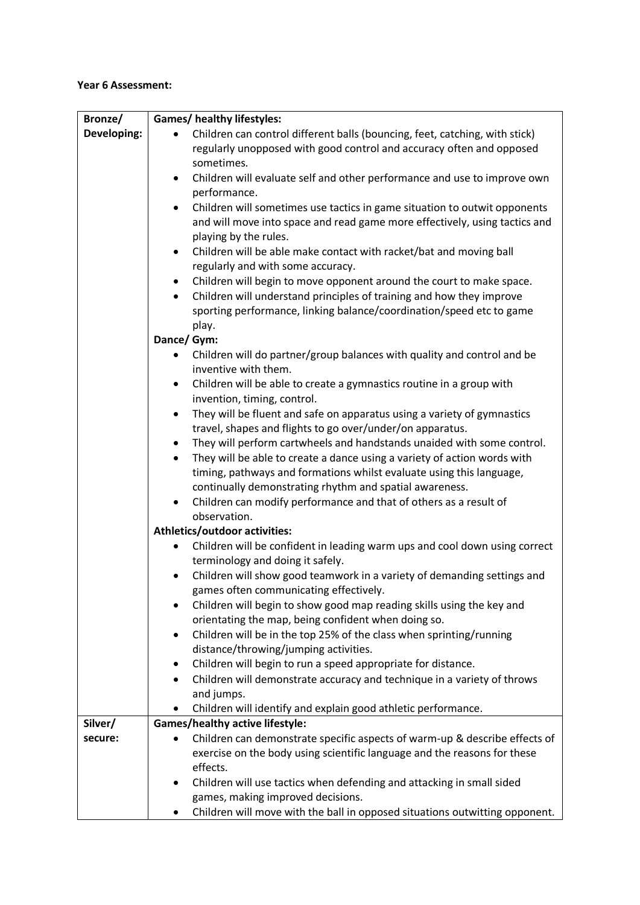**Year 6 Assessment:**

| Bronze/ Developing: | **Games/ healthy lifestyles:**<br>• Children can control different balls (bouncing, feet, catching, with stick) regularly unopposed with good control and accuracy often and opposed sometimes.<br>• Children will evaluate self and other performance and use to improve own performance.<br>• Children will sometimes use tactics in game situation to outwit opponents and will move into space and read game more effectively, using tactics and playing by the rules.<br>• Children will be able make contact with racket/bat and moving ball regularly and with some accuracy.<br>• Children will begin to move opponent around the court to make space.<br>• Children will understand principles of training and how they improve sporting performance, linking balance/coordination/speed etc to game play.<br>**Dance/ Gym:**<br>• Children will do partner/group balances with quality and control and be inventive with them.<br>• Children will be able to create a gymnastics routine in a group with invention, timing, control.<br>• They will be fluent and safe on apparatus using a variety of gymnastics travel, shapes and flights to go over/under/on apparatus.<br>• They will perform cartwheels and handstands unaided with some control.<br>• They will be able to create a dance using a variety of action words with timing, pathways and formations whilst evaluate using this language, continually demonstrating rhythm and spatial awareness.<br>• Children can modify performance and that of others as a result of observation.<br>**Athletics/outdoor activities:**<br>• Children will be confident in leading warm ups and cool down using correct terminology and doing it safely.<br>• Children will show good teamwork in a variety of demanding settings and games often communicating effectively.<br>• Children will begin to show good map reading skills using the key and orientating the map, being confident when doing so.<br>• Children will be in the top 25% of the class when sprinting/running distance/throwing/jumping activities.<br>• Children will begin to run a speed appropriate for distance.<br>• Children will demonstrate accuracy and technique in a variety of throws and jumps.<br>• Children will identify and explain good athletic performance. |
|---|---|
| **Silver/ secure:** | **Games/healthy active lifestyle:**<br>• Children can demonstrate specific aspects of warm-up & describe effects of exercise on the body using scientific language and the reasons for these effects.<br>• Children will use tactics when defending and attacking in small sided games, making improved decisions.<br>• Children will move with the ball in opposed situations outwitting opponent. |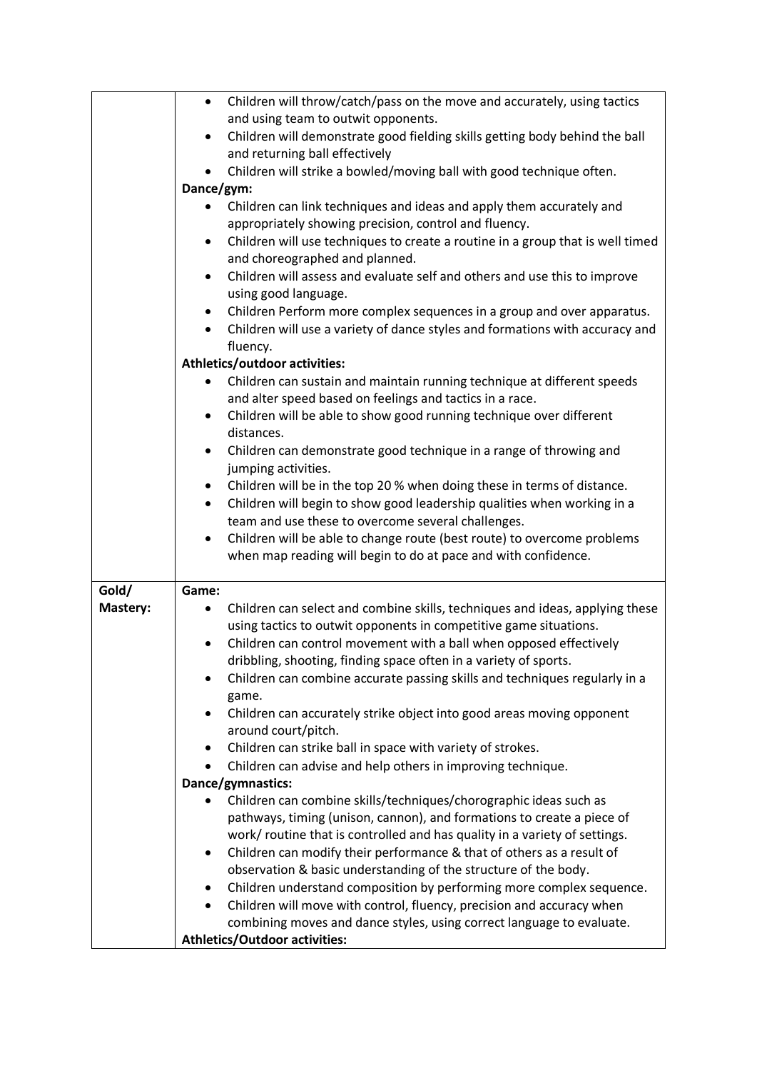| | |
|---|---|
| | • Children will throw/catch/pass on the move and accurately, using tactics and using team to outwit opponents.<br>• Children will demonstrate good fielding skills getting body behind the ball and returning ball effectively<br>• Children will strike a bowled/moving ball with good technique often.<br>**Dance/gym:**<br>• Children can link techniques and ideas and apply them accurately and appropriately showing precision, control and fluency.<br>• Children will use techniques to create a routine in a group that is well timed and choreographed and planned.<br>• Children will assess and evaluate self and others and use this to improve using good language.<br>• Children Perform more complex sequences in a group and over apparatus.<br>• Children will use a variety of dance styles and formations with accuracy and fluency.<br>**Athletics/outdoor activities:**<br>• Children can sustain and maintain running technique at different speeds and alter speed based on feelings and tactics in a race.<br>• Children will be able to show good running technique over different distances.<br>• Children can demonstrate good technique in a range of throwing and jumping activities.<br>• Children will be in the top 20 % when doing these in terms of distance.<br>• Children will begin to show good leadership qualities when working in a team and use these to overcome several challenges.<br>• Children will be able to change route (best route) to overcome problems when map reading will begin to do at pace and with confidence. |
| **Gold/ Mastery:** | **Game:**<br>• Children can select and combine skills, techniques and ideas, applying these using tactics to outwit opponents in competitive game situations.<br>• Children can control movement with a ball when opposed effectively dribbling, shooting, finding space often in a variety of sports.<br>• Children can combine accurate passing skills and techniques regularly in a game.<br>• Children can accurately strike object into good areas moving opponent around court/pitch.<br>• Children can strike ball in space with variety of strokes.<br>• Children can advise and help others in improving technique.<br>**Dance/gymnastics:**<br>• Children can combine skills/techniques/chorographic ideas such as pathways, timing (unison, cannon), and formations to create a piece of work/ routine that is controlled and has quality in a variety of settings.<br>• Children can modify their performance & that of others as a result of observation & basic understanding of the structure of the body.<br>• Children understand composition by performing more complex sequence.<br>• Children will move with control, fluency, precision and accuracy when combining moves and dance styles, using correct language to evaluate.<br>**Athletics/Outdoor activities:** |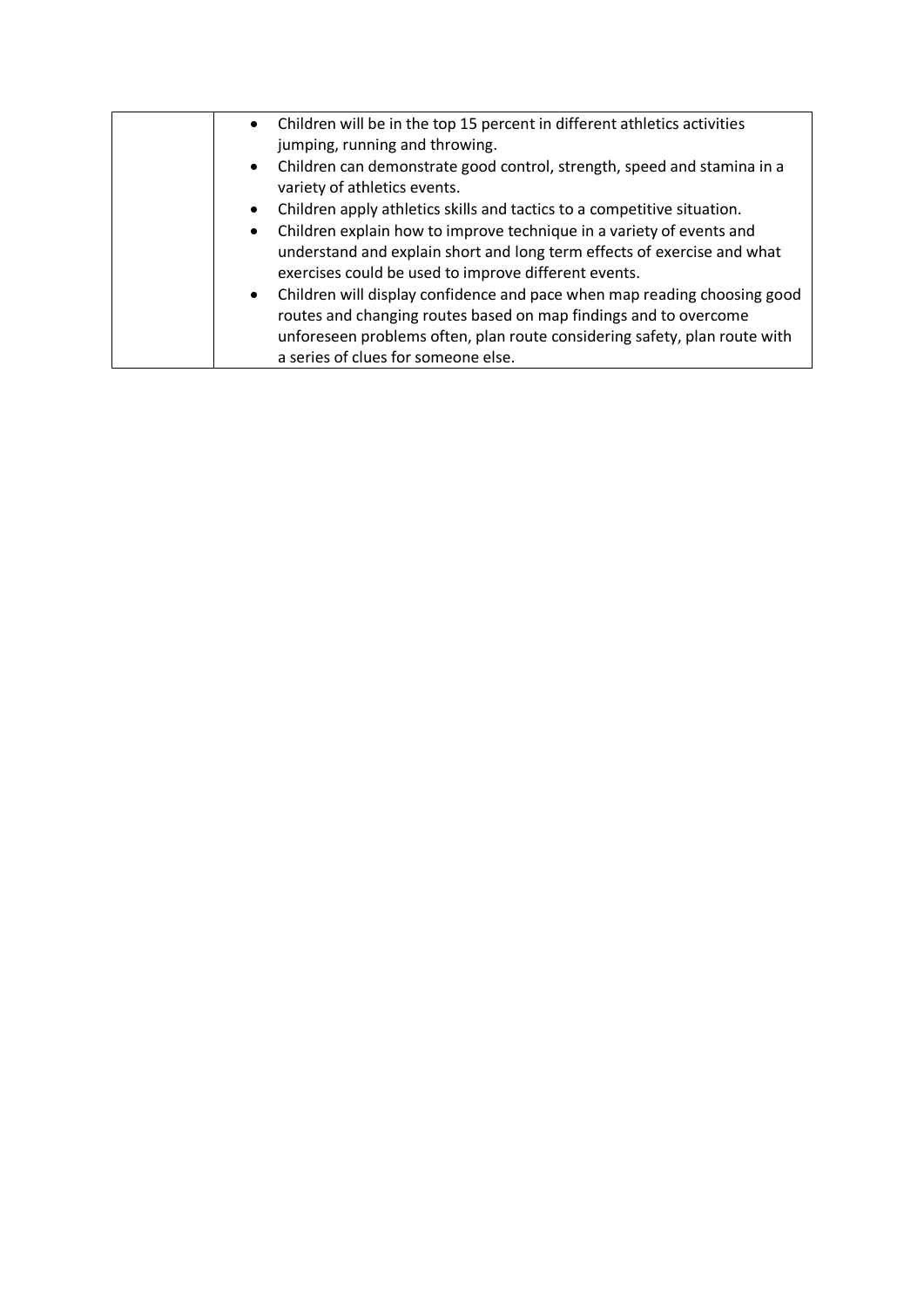| | |
|---|---|
| | • Children will be in the top 15 percent in different athletics activities jumping, running and throwing.<br>• Children can demonstrate good control, strength, speed and stamina in a variety of athletics events.<br>• Children apply athletics skills and tactics to a competitive situation.<br>• Children explain how to improve technique in a variety of events and understand and explain short and long term effects of exercise and what exercises could be used to improve different events.<br>• Children will display confidence and pace when map reading choosing good routes and changing routes based on map findings and to overcome unforeseen problems often, plan route considering safety, plan route with a series of clues for someone else. |